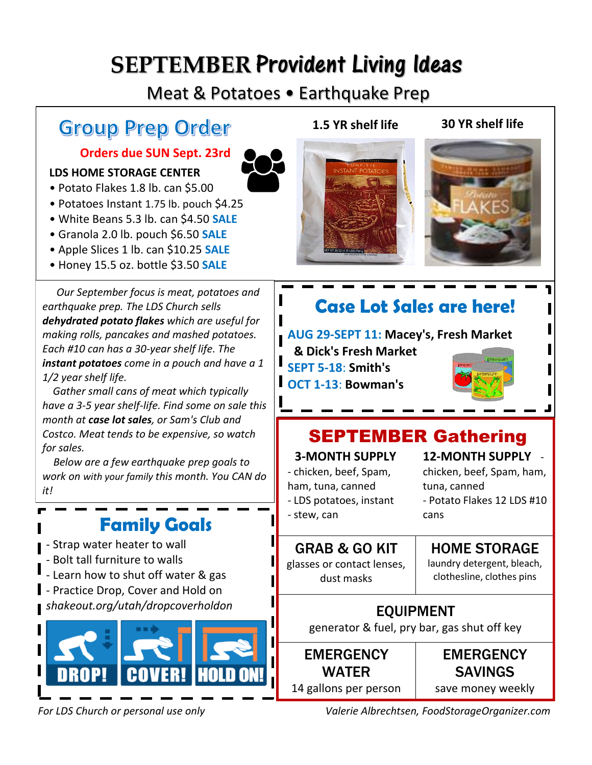# SEPTEMBER Provident Living Ideas

Meat & Potatoes • Earthquake Prep

## Group Prep Order

**Orders due SUN Sept. 23rd**

**LDS HOME STORAGE CENTER**

- Potato Flakes 1.8 lb. can $5.00
- Potatoes Instant 1.75 lb. pouch $4.25
- White Beans 5.3 lb. can $4.50 **SALE**
- Granola 2.0 lb. pouch $6.50 **SALE**
- Apple Slices 1 lb. can $10.25 **SALE**
- Honey 15.5 oz. bottle $3.50 **SALE**

**1.5 YR shelf life**

**30 YR shelf life**

*Our September focus is meat, potatoes and earthquake prep. The LDS Church sells **dehydrated potato flakes** which are useful for making rolls, pancakes and mashed potatoes. Each #10 can has a 30-year shelf life. The **instant potatoes** come in a pouch and have a 1 1/2 year shelf life.*

*Gather small cans of meat which typically have a 3-5 year shelf-life. Find some on sale this month at **case lot sales**, or Sam's Club and Costco. Meat tends to be expensive, so watch for sales.*

*Below are a few earthquake prep goals to work on with your family this month. You CAN do it!*

## Case Lot Sales are here!

**AUG 29-SEPT 11: Macey's, Fresh Market & Dick's Fresh Market**

**SEPT 5-18: Smith's**

**OCT 1-13: Bowman's**

## Family Goals

- Strap water heater to wall
- Bolt tall furniture to walls
- Learn how to shut off water & gas
- Practice Drop, Cover and Hold on

*shakeout.org/utah/dropcoverholdon*

DROP! COVER! HOLD ON!

## SEPTEMBER Gathering

**3-MONTH SUPPLY**
- chicken, beef, Spam, ham, tuna, canned
- LDS potatoes, instant
- stew, can

**12-MONTH SUPPLY**
- chicken, beef, Spam, ham, tuna, canned
- Potato Flakes 12 LDS #10 cans

**GRAB & GO KIT**
glasses or contact lenses, dust masks

**HOME STORAGE**
laundry detergent, bleach, clothesline, clothes pins

**EQUIPMENT**
generator & fuel, pry bar, gas shut off key

**EMERGENCY WATER**
14 gallons per person

**EMERGENCY SAVINGS**
save money weekly

*For LDS Church or personal use only*

*Valerie Albrechtsen, FoodStorageOrganizer.com*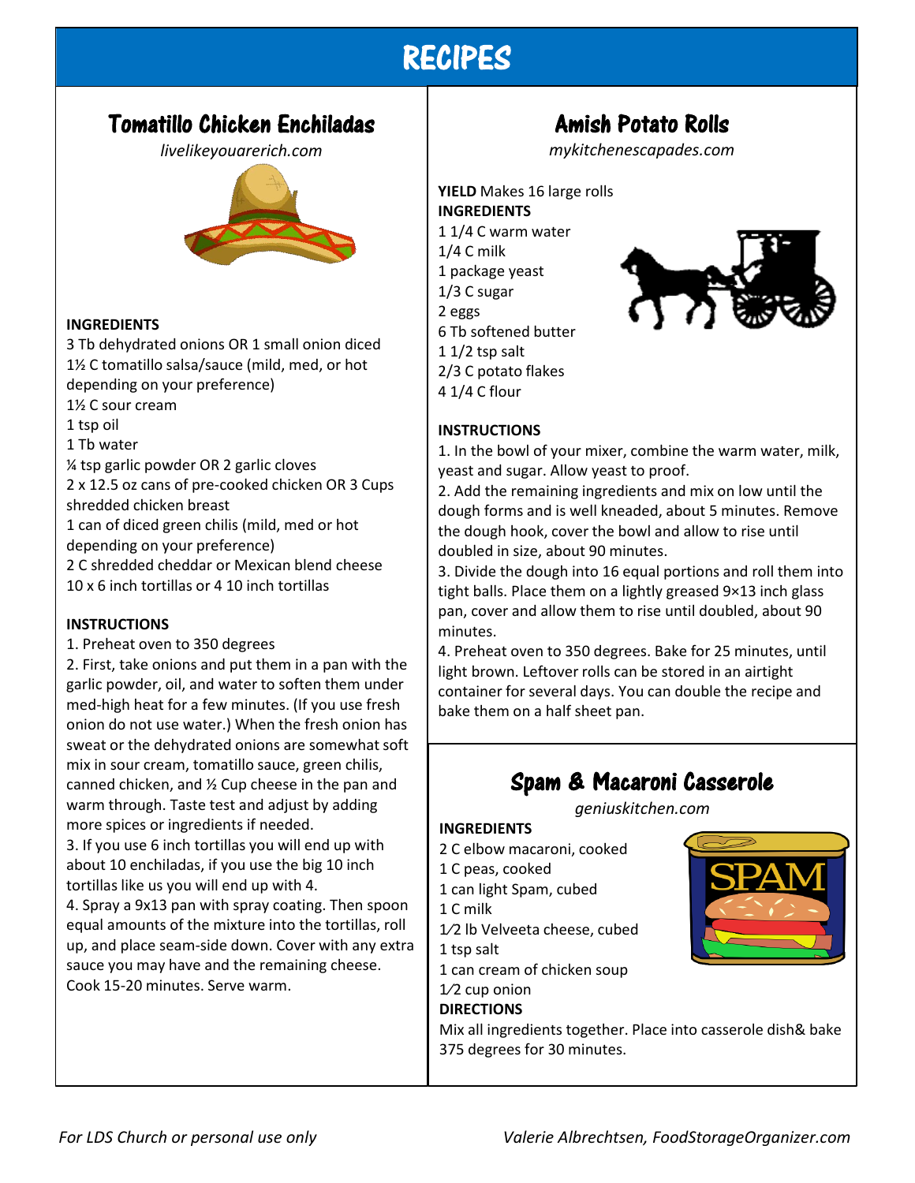# RECIPES

## Tomatillo Chicken Enchiladas

*livelikeyouarerich.com*

**INGREDIENTS**

3 Tb dehydrated onions OR 1 small onion diced
1½ C tomatillo salsa/sauce (mild, med, or hot depending on your preference)
1½ C sour cream
1 tsp oil
1 Tb water
¼ tsp garlic powder OR 2 garlic cloves
2 x 12.5 oz cans of pre-cooked chicken OR 3 Cups shredded chicken breast
1 can of diced green chilis (mild, med or hot depending on your preference)
2 C shredded cheddar or Mexican blend cheese
10 x 6 inch tortillas or 4 10 inch tortillas

**INSTRUCTIONS**

1. Preheat oven to 350 degrees
2. First, take onions and put them in a pan with the garlic powder, oil, and water to soften them under med-high heat for a few minutes. (If you use fresh onion do not use water.) When the fresh onion has sweat or the dehydrated onions are somewhat soft mix in sour cream, tomatillo sauce, green chilis, canned chicken, and ½ Cup cheese in the pan and warm through. Taste test and adjust by adding more spices or ingredients if needed.
3. If you use 6 inch tortillas you will end up with about 10 enchiladas, if you use the big 10 inch tortillas like us you will end up with 4.
4. Spray a 9x13 pan with spray coating. Then spoon equal amounts of the mixture into the tortillas, roll up, and place seam-side down. Cover with any extra sauce you may have and the remaining cheese. Cook 15-20 minutes. Serve warm.

## Amish Potato Rolls

*mykitchenescapades.com*

**YIELD** Makes 16 large rolls

**INGREDIENTS**

1 1/4 C warm water
1/4 C milk
1 package yeast
1/3 C sugar
2 eggs
6 Tb softened butter
1 1/2 tsp salt
2/3 C potato flakes
4 1/4 C flour

**INSTRUCTIONS**

1. In the bowl of your mixer, combine the warm water, milk, yeast and sugar. Allow yeast to proof.
2. Add the remaining ingredients and mix on low until the dough forms and is well kneaded, about 5 minutes. Remove the dough hook, cover the bowl and allow to rise until doubled in size, about 90 minutes.
3. Divide the dough into 16 equal portions and roll them into tight balls. Place them on a lightly greased 9×13 inch glass pan, cover and allow them to rise until doubled, about 90 minutes.
4. Preheat oven to 350 degrees. Bake for 25 minutes, until light brown. Leftover rolls can be stored in an airtight container for several days. You can double the recipe and bake them on a half sheet pan.

## Spam & Macaroni Casserole

*geniuskitchen.com*

**INGREDIENTS**

2 C elbow macaroni, cooked
1 C peas, cooked
1 can light Spam, cubed
1 C milk
1⁄2 lb Velveeta cheese, cubed
1 tsp salt
1 can cream of chicken soup
1⁄2 cup onion

**DIRECTIONS**

Mix all ingredients together. Place into casserole dish& bake 375 degrees for 30 minutes.

*For LDS Church or personal use only* — *Valerie Albrechtsen, FoodStorageOrganizer.com*